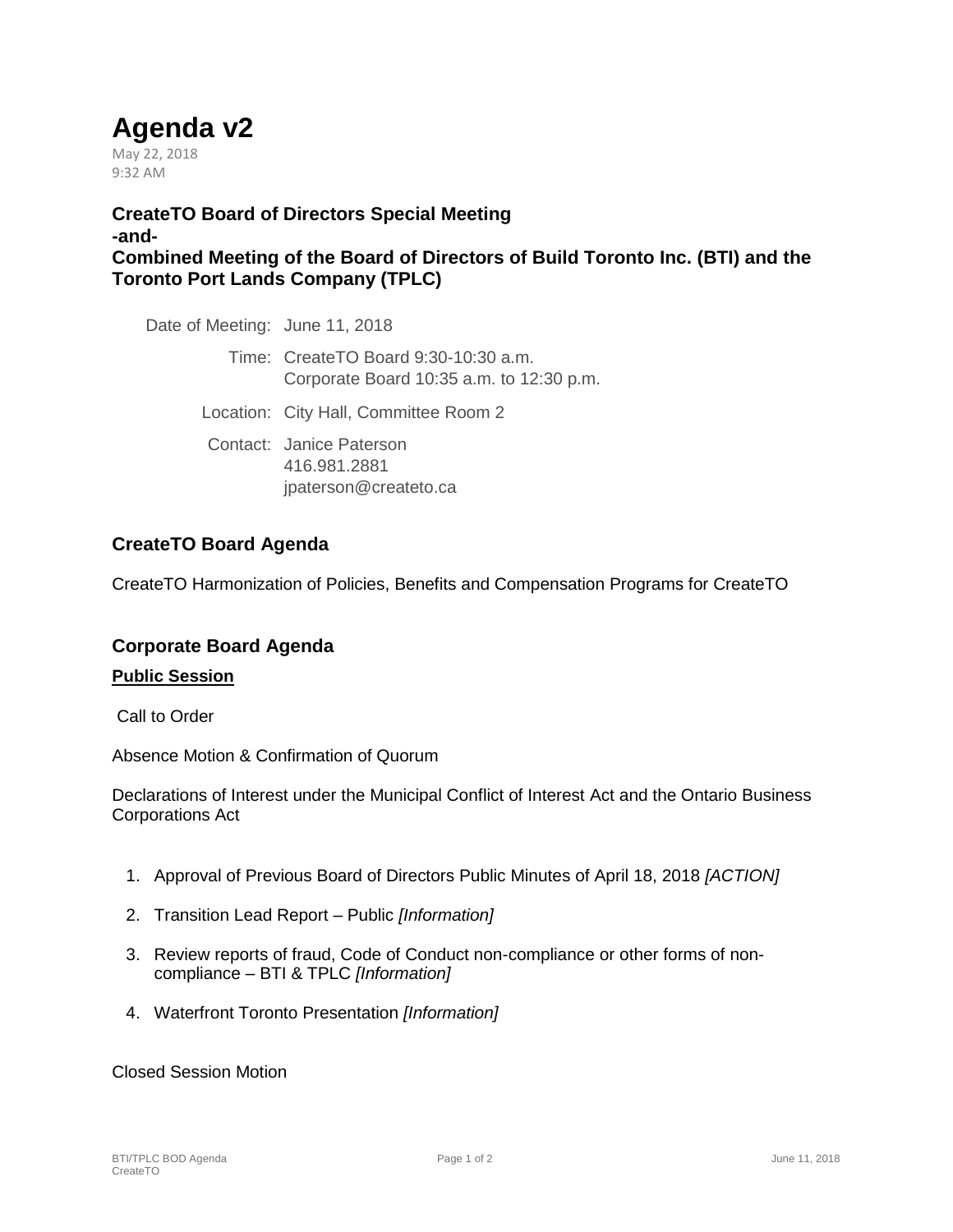# Agenda v2

May 22, 2018
9:32 AM

### CreateTO Board of Directors Special Meeting
### -and-
### Combined Meeting of the Board of Directors of Build Toronto Inc. (BTI) and the Toronto Port Lands Company (TPLC)

| | |
|---|---|
| Date of Meeting: | June 11, 2018 |
| Time: | CreateTO Board 9:30-10:30 a.m.<br>Corporate Board 10:35 a.m. to 12:30 p.m. |
| Location: | City Hall, Committee Room 2 |
| Contact: | Janice Paterson<br>416.981.2881<br>jpaterson@createto.ca |

## CreateTO Board Agenda

CreateTO Harmonization of Policies, Benefits and Compensation Programs for CreateTO

## Corporate Board Agenda

**Public Session**

Call to Order

Absence Motion & Confirmation of Quorum

Declarations of Interest under the Municipal Conflict of Interest Act and the Ontario Business Corporations Act

1. Approval of Previous Board of Directors Public Minutes of April 18, 2018 *[ACTION]*
2. Transition Lead Report – Public *[Information]*
3. Review reports of fraud, Code of Conduct non-compliance or other forms of non-compliance – BTI & TPLC *[Information]*
4. Waterfront Toronto Presentation *[Information]*

Closed Session Motion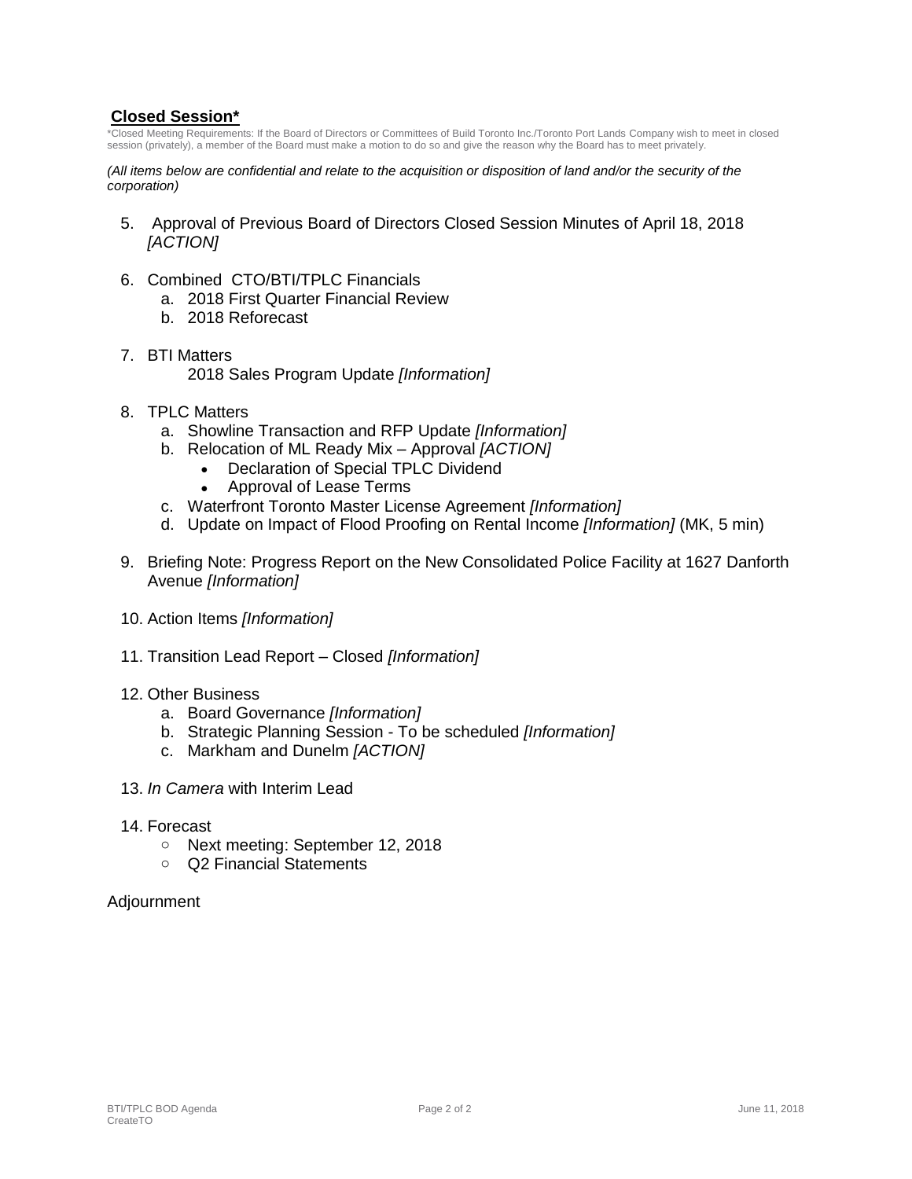## **Closed Session***

*Closed Meeting Requirements: If the Board of Directors or Committees of Build Toronto Inc./Toronto Port Lands Company wish to meet in closed session (privately), a member of the Board must make a motion to do so and give the reason why the Board has to meet privately.

*(All items below are confidential and relate to the acquisition or disposition of land and/or the security of the corporation)*

5. Approval of Previous Board of Directors Closed Session Minutes of April 18, 2018 *[ACTION]*

6. Combined CTO/BTI/TPLC Financials
   a. 2018 First Quarter Financial Review
   b. 2018 Reforecast

7. BTI Matters
   2018 Sales Program Update *[Information]*

8. TPLC Matters
   a. Showline Transaction and RFP Update *[Information]*
   b. Relocation of ML Ready Mix – Approval *[ACTION]*
      - Declaration of Special TPLC Dividend
      - Approval of Lease Terms
   c. Waterfront Toronto Master License Agreement *[Information]*
   d. Update on Impact of Flood Proofing on Rental Income *[Information]* (MK, 5 min)

9. Briefing Note: Progress Report on the New Consolidated Police Facility at 1627 Danforth Avenue *[Information]*

10. Action Items *[Information]*

11. Transition Lead Report – Closed *[Information]*

12. Other Business
    a. Board Governance *[Information]*
    b. Strategic Planning Session - To be scheduled *[Information]*
    c. Markham and Dunelm *[ACTION]*

13. *In Camera* with Interim Lead

14. Forecast
    - Next meeting: September 12, 2018
    - Q2 Financial Statements

Adjournment